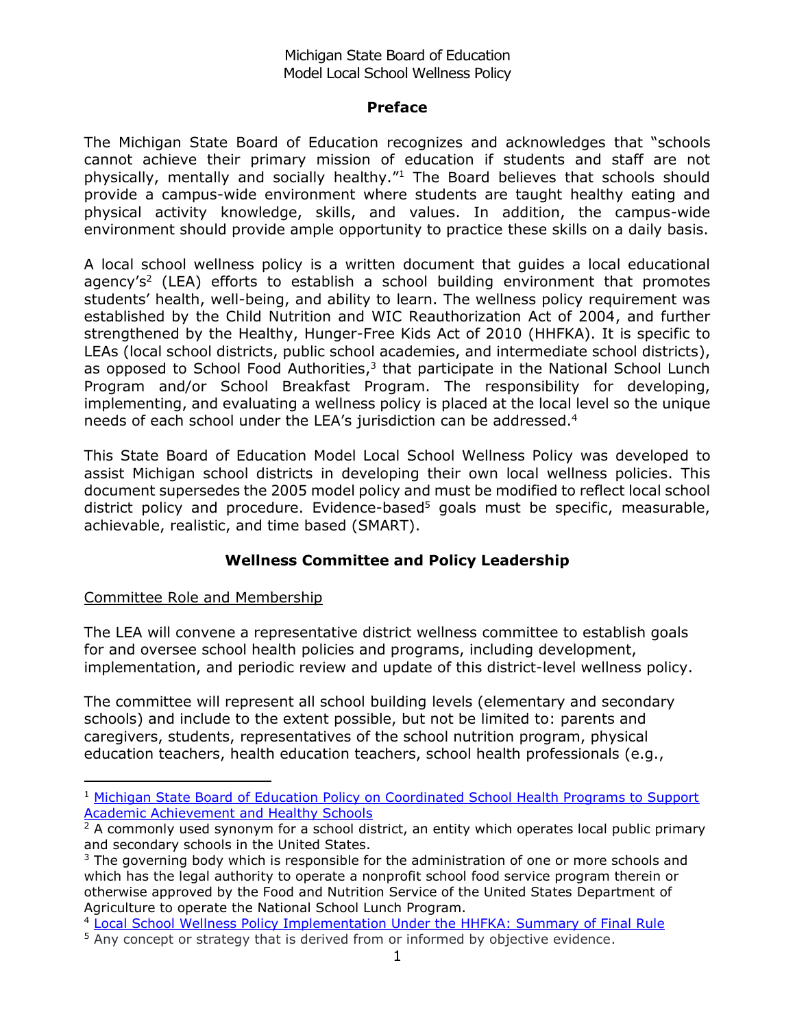Michigan State Board of Education
Model Local School Wellness Policy

## Preface

The Michigan State Board of Education recognizes and acknowledges that "schools cannot achieve their primary mission of education if students and staff are not physically, mentally and socially healthy."[1] The Board believes that schools should provide a campus-wide environment where students are taught healthy eating and physical activity knowledge, skills, and values. In addition, the campus-wide environment should provide ample opportunity to practice these skills on a daily basis.

A local school wellness policy is a written document that guides a local educational agency's[2] (LEA) efforts to establish a school building environment that promotes students' health, well-being, and ability to learn. The wellness policy requirement was established by the Child Nutrition and WIC Reauthorization Act of 2004, and further strengthened by the Healthy, Hunger-Free Kids Act of 2010 (HHFKA). It is specific to LEAs (local school districts, public school academies, and intermediate school districts), as opposed to School Food Authorities,[3] that participate in the National School Lunch Program and/or School Breakfast Program. The responsibility for developing, implementing, and evaluating a wellness policy is placed at the local level so the unique needs of each school under the LEA's jurisdiction can be addressed.[4]

This State Board of Education Model Local School Wellness Policy was developed to assist Michigan school districts in developing their own local wellness policies. This document supersedes the 2005 model policy and must be modified to reflect local school district policy and procedure. Evidence-based[5] goals must be specific, measurable, achievable, realistic, and time based (SMART).

## Wellness Committee and Policy Leadership

Committee Role and Membership

The LEA will convene a representative district wellness committee to establish goals for and oversee school health policies and programs, including development, implementation, and periodic review and update of this district-level wellness policy.

The committee will represent all school building levels (elementary and secondary schools) and include to the extent possible, but not be limited to: parents and caregivers, students, representatives of the school nutrition program, physical education teachers, health education teachers, school health professionals (e.g.,

---

[1] Michigan State Board of Education Policy on Coordinated School Health Programs to Support Academic Achievement and Healthy Schools

[2] A commonly used synonym for a school district, an entity which operates local public primary and secondary schools in the United States.

[3] The governing body which is responsible for the administration of one or more schools and which has the legal authority to operate a nonprofit school food service program therein or otherwise approved by the Food and Nutrition Service of the United States Department of Agriculture to operate the National School Lunch Program.

[4] Local School Wellness Policy Implementation Under the HHFKA: Summary of Final Rule

[5] Any concept or strategy that is derived from or informed by objective evidence.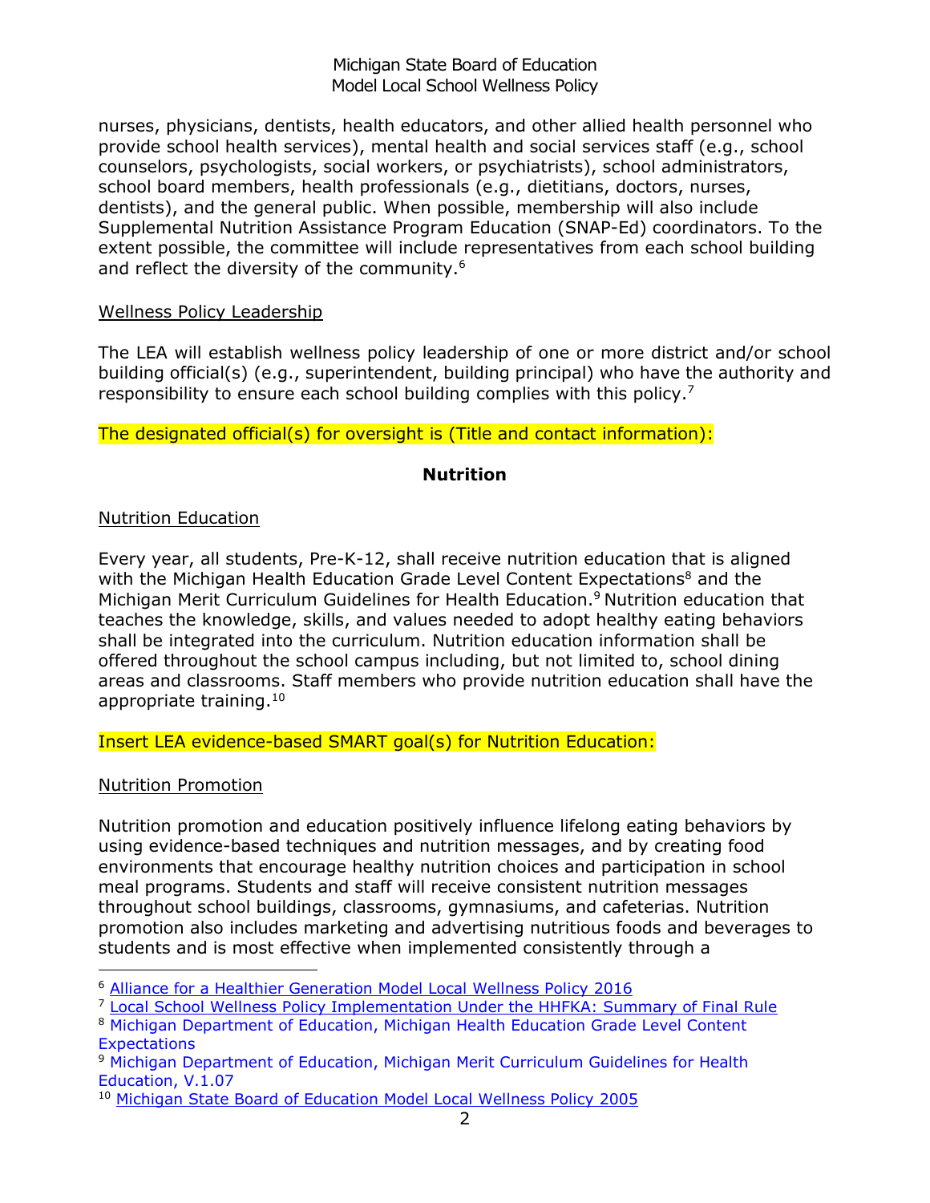nurses, physicians, dentists, health educators, and other allied health personnel who provide school health services), mental health and social services staff (e.g., school counselors, psychologists, social workers, or psychiatrists), school administrators, school board members, health professionals (e.g., dietitians, doctors, nurses, dentists), and the general public. When possible, membership will also include Supplemental Nutrition Assistance Program Education (SNAP-Ed) coordinators. To the extent possible, the committee will include representatives from each school building and reflect the diversity of the community.[6]

Wellness Policy Leadership

The LEA will establish wellness policy leadership of one or more district and/or school building official(s) (e.g., superintendent, building principal) who have the authority and responsibility to ensure each school building complies with this policy.[7]

The designated official(s) for oversight is (Title and contact information):

## Nutrition

Nutrition Education

Every year, all students, Pre-K-12, shall receive nutrition education that is aligned with the Michigan Health Education Grade Level Content Expectations[8] and the Michigan Merit Curriculum Guidelines for Health Education.[9] Nutrition education that teaches the knowledge, skills, and values needed to adopt healthy eating behaviors shall be integrated into the curriculum. Nutrition education information shall be offered throughout the school campus including, but not limited to, school dining areas and classrooms. Staff members who provide nutrition education shall have the appropriate training.[10]

Insert LEA evidence-based SMART goal(s) for Nutrition Education:

Nutrition Promotion

Nutrition promotion and education positively influence lifelong eating behaviors by using evidence-based techniques and nutrition messages, and by creating food environments that encourage healthy nutrition choices and participation in school meal programs. Students and staff will receive consistent nutrition messages throughout school buildings, classrooms, gymnasiums, and cafeterias. Nutrition promotion also includes marketing and advertising nutritious foods and beverages to students and is most effective when implemented consistently through a

---

[6] Alliance for a Healthier Generation Model Local Wellness Policy 2016

[7] Local School Wellness Policy Implementation Under the HHFKA: Summary of Final Rule

[8] Michigan Department of Education, Michigan Health Education Grade Level Content Expectations

[9] Michigan Department of Education, Michigan Merit Curriculum Guidelines for Health Education, V.1.07

[10] Michigan State Board of Education Model Local Wellness Policy 2005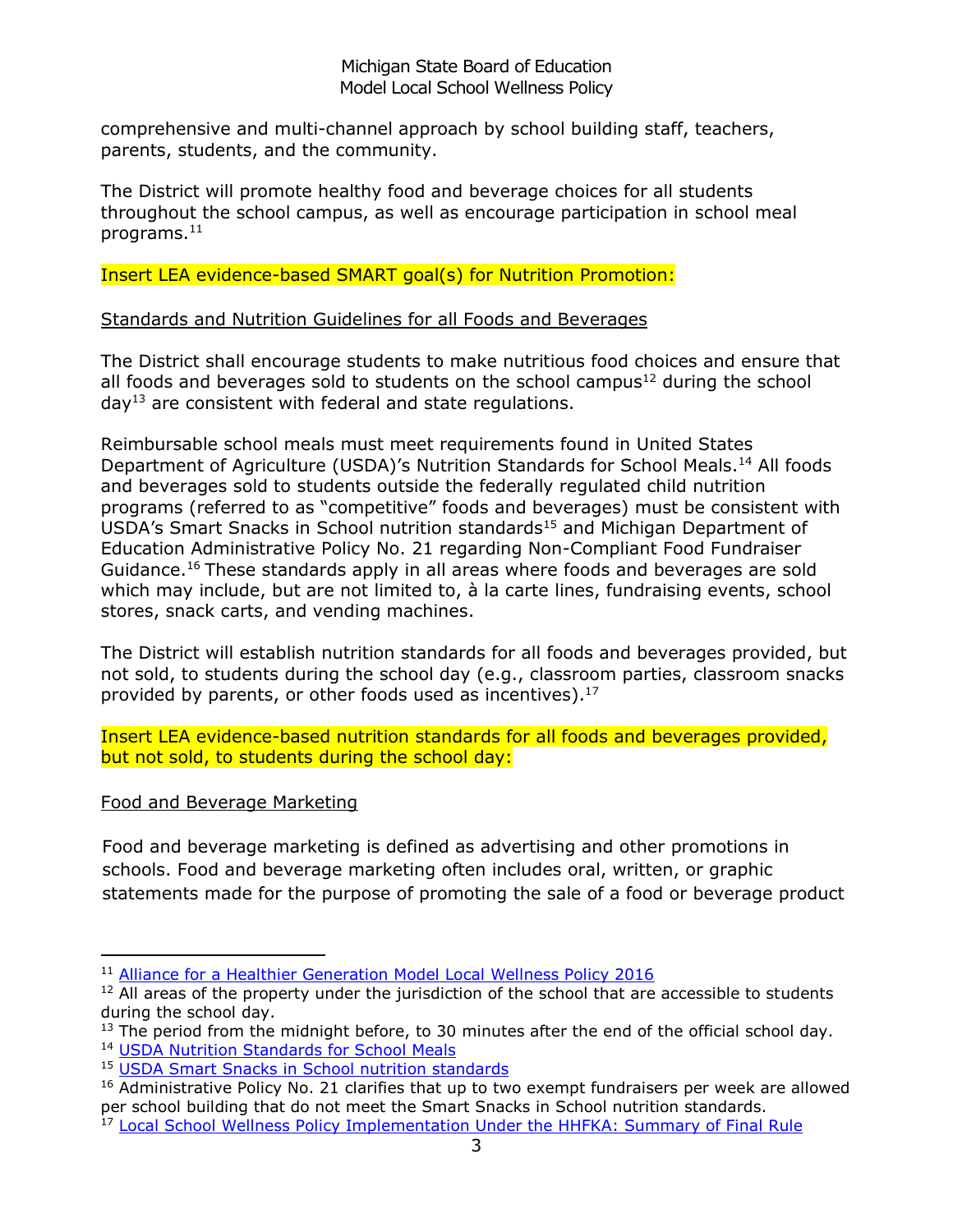comprehensive and multi-channel approach by school building staff, teachers, parents, students, and the community.

The District will promote healthy food and beverage choices for all students throughout the school campus, as well as encourage participation in school meal programs.[11]

Insert LEA evidence-based SMART goal(s) for Nutrition Promotion:

Standards and Nutrition Guidelines for all Foods and Beverages

The District shall encourage students to make nutritious food choices and ensure that all foods and beverages sold to students on the school campus[12] during the school day[13] are consistent with federal and state regulations.

Reimbursable school meals must meet requirements found in United States Department of Agriculture (USDA)'s Nutrition Standards for School Meals.[14] All foods and beverages sold to students outside the federally regulated child nutrition programs (referred to as "competitive" foods and beverages) must be consistent with USDA's Smart Snacks in School nutrition standards[15] and Michigan Department of Education Administrative Policy No. 21 regarding Non-Compliant Food Fundraiser Guidance.[16] These standards apply in all areas where foods and beverages are sold which may include, but are not limited to, à la carte lines, fundraising events, school stores, snack carts, and vending machines.

The District will establish nutrition standards for all foods and beverages provided, but not sold, to students during the school day (e.g., classroom parties, classroom snacks provided by parents, or other foods used as incentives).[17]

Insert LEA evidence-based nutrition standards for all foods and beverages provided, but not sold, to students during the school day:

Food and Beverage Marketing

Food and beverage marketing is defined as advertising and other promotions in schools. Food and beverage marketing often includes oral, written, or graphic statements made for the purpose of promoting the sale of a food or beverage product

---

[11] Alliance for a Healthier Generation Model Local Wellness Policy 2016

[12] All areas of the property under the jurisdiction of the school that are accessible to students during the school day.

[13] The period from the midnight before, to 30 minutes after the end of the official school day.

[14] USDA Nutrition Standards for School Meals

[15] USDA Smart Snacks in School nutrition standards

[16] Administrative Policy No. 21 clarifies that up to two exempt fundraisers per week are allowed per school building that do not meet the Smart Snacks in School nutrition standards.

[17] Local School Wellness Policy Implementation Under the HHFKA: Summary of Final Rule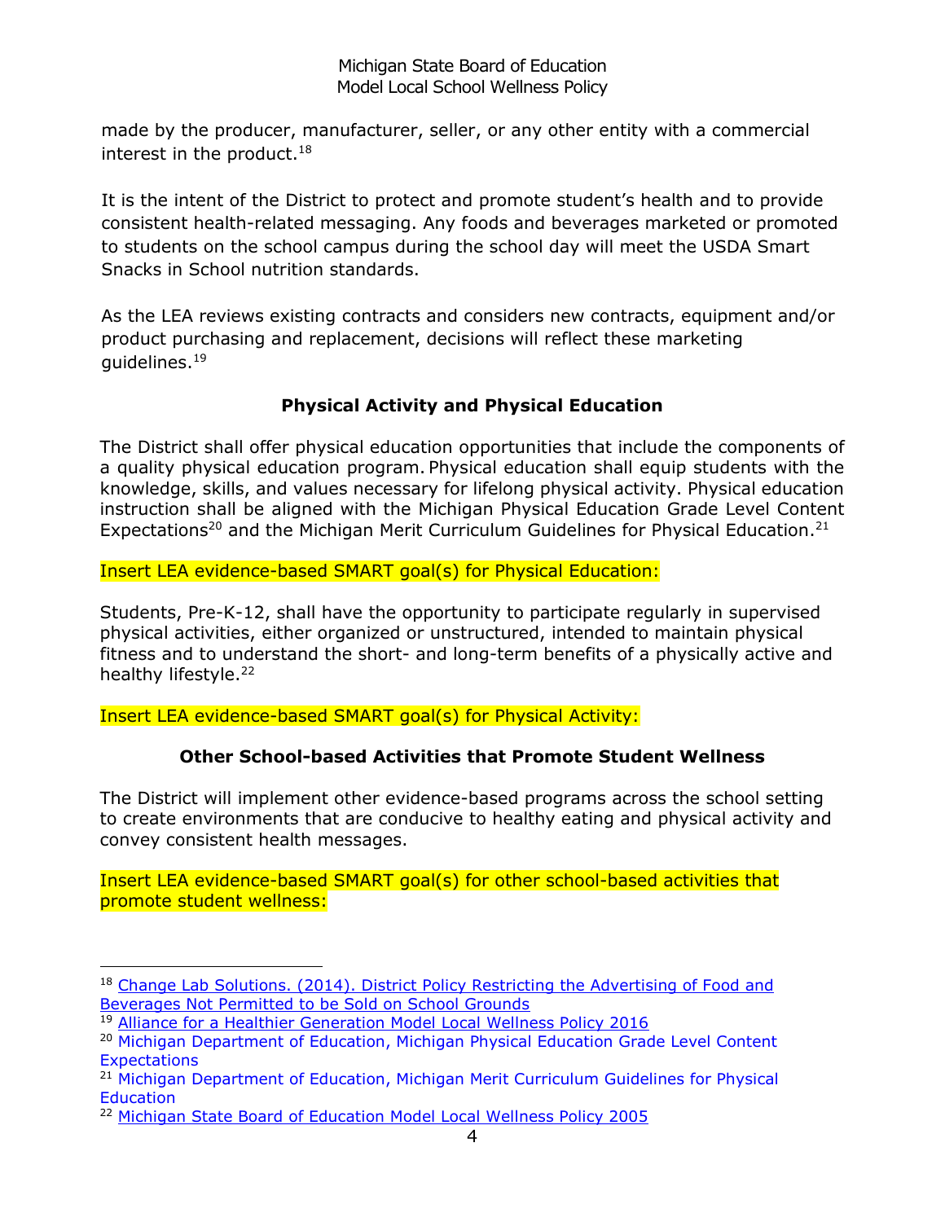made by the producer, manufacturer, seller, or any other entity with a commercial interest in the product.[18]

It is the intent of the District to protect and promote student's health and to provide consistent health-related messaging. Any foods and beverages marketed or promoted to students on the school campus during the school day will meet the USDA Smart Snacks in School nutrition standards.

As the LEA reviews existing contracts and considers new contracts, equipment and/or product purchasing and replacement, decisions will reflect these marketing guidelines.[19]

## Physical Activity and Physical Education

The District shall offer physical education opportunities that include the components of a quality physical education program. Physical education shall equip students with the knowledge, skills, and values necessary for lifelong physical activity. Physical education instruction shall be aligned with the Michigan Physical Education Grade Level Content Expectations[20] and the Michigan Merit Curriculum Guidelines for Physical Education.[21]

Insert LEA evidence-based SMART goal(s) for Physical Education:

Students, Pre-K-12, shall have the opportunity to participate regularly in supervised physical activities, either organized or unstructured, intended to maintain physical fitness and to understand the short- and long-term benefits of a physically active and healthy lifestyle.[22]

Insert LEA evidence-based SMART goal(s) for Physical Activity:

## Other School-based Activities that Promote Student Wellness

The District will implement other evidence-based programs across the school setting to create environments that are conducive to healthy eating and physical activity and convey consistent health messages.

Insert LEA evidence-based SMART goal(s) for other school-based activities that promote student wellness:

---

[18] Change Lab Solutions. (2014). District Policy Restricting the Advertising of Food and Beverages Not Permitted to be Sold on School Grounds

[19] Alliance for a Healthier Generation Model Local Wellness Policy 2016

[20] Michigan Department of Education, Michigan Physical Education Grade Level Content Expectations

[21] Michigan Department of Education, Michigan Merit Curriculum Guidelines for Physical Education

[22] Michigan State Board of Education Model Local Wellness Policy 2005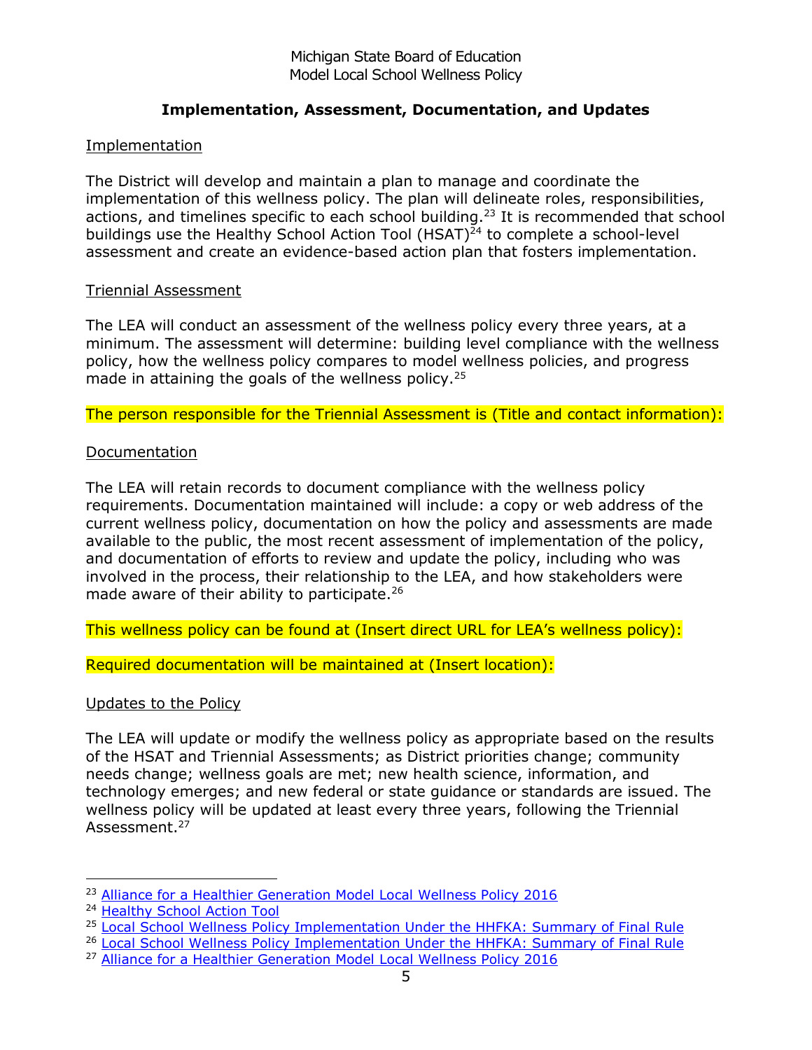## Implementation, Assessment, Documentation, and Updates

### Implementation

The District will develop and maintain a plan to manage and coordinate the implementation of this wellness policy. The plan will delineate roles, responsibilities, actions, and timelines specific to each school building.[23] It is recommended that school buildings use the Healthy School Action Tool (HSAT)[24] to complete a school-level assessment and create an evidence-based action plan that fosters implementation.

### Triennial Assessment

The LEA will conduct an assessment of the wellness policy every three years, at a minimum. The assessment will determine: building level compliance with the wellness policy, how the wellness policy compares to model wellness policies, and progress made in attaining the goals of the wellness policy.[25]

The person responsible for the Triennial Assessment is (Title and contact information):

### Documentation

The LEA will retain records to document compliance with the wellness policy requirements. Documentation maintained will include: a copy or web address of the current wellness policy, documentation on how the policy and assessments are made available to the public, the most recent assessment of implementation of the policy, and documentation of efforts to review and update the policy, including who was involved in the process, their relationship to the LEA, and how stakeholders were made aware of their ability to participate.[26]

This wellness policy can be found at (Insert direct URL for LEA's wellness policy):

Required documentation will be maintained at (Insert location):

### Updates to the Policy

The LEA will update or modify the wellness policy as appropriate based on the results of the HSAT and Triennial Assessments; as District priorities change; community needs change; wellness goals are met; new health science, information, and technology emerges; and new federal or state guidance or standards are issued. The wellness policy will be updated at least every three years, following the Triennial Assessment.[27]

---

[23] Alliance for a Healthier Generation Model Local Wellness Policy 2016
[24] Healthy School Action Tool
[25] Local School Wellness Policy Implementation Under the HHFKA: Summary of Final Rule
[26] Local School Wellness Policy Implementation Under the HHFKA: Summary of Final Rule
[27] Alliance for a Healthier Generation Model Local Wellness Policy 2016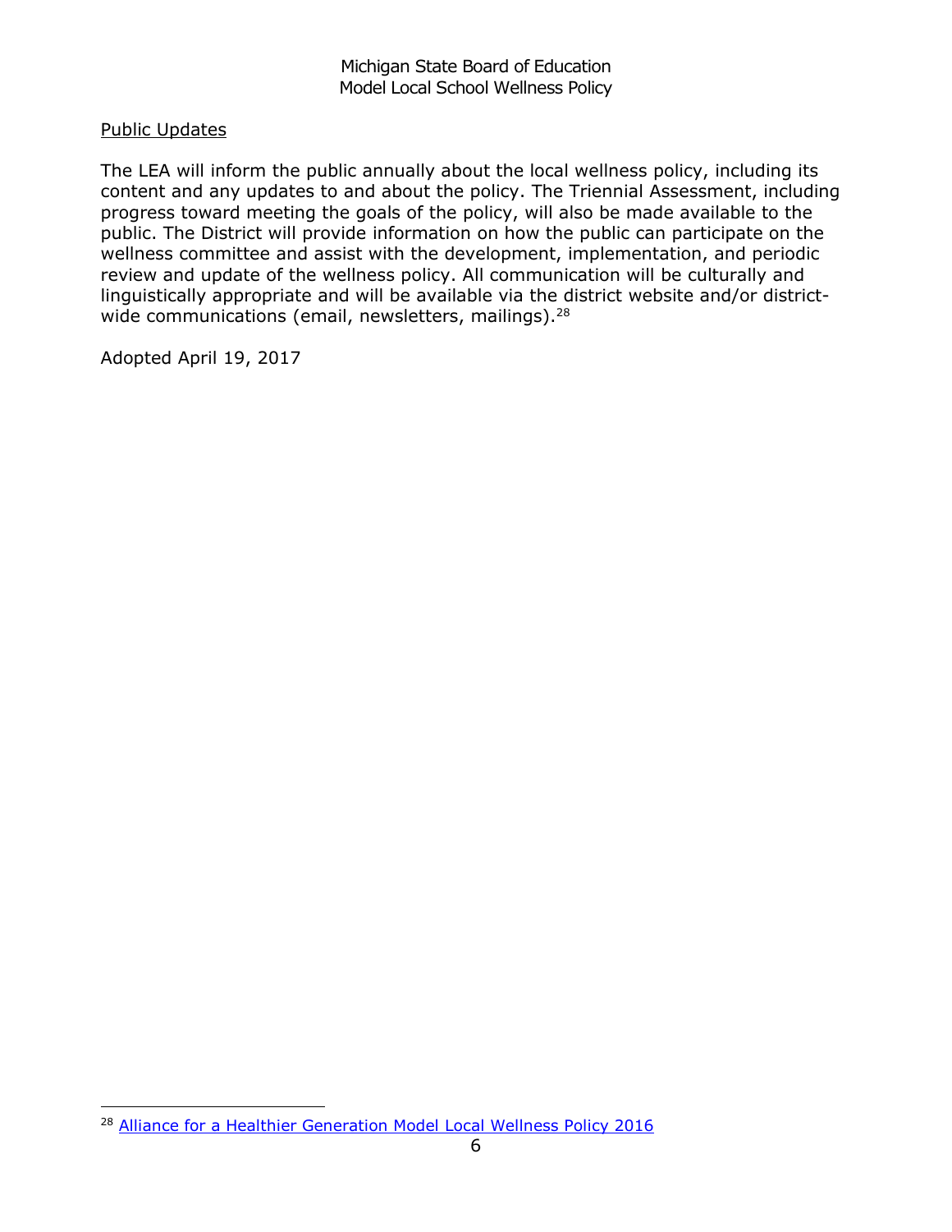Public Updates

The LEA will inform the public annually about the local wellness policy, including its content and any updates to and about the policy. The Triennial Assessment, including progress toward meeting the goals of the policy, will also be made available to the public. The District will provide information on how the public can participate on the wellness committee and assist with the development, implementation, and periodic review and update of the wellness policy. All communication will be culturally and linguistically appropriate and will be available via the district website and/or district-wide communications (email, newsletters, mailings).[28]

Adopted April 19, 2017

---

[28] Alliance for a Healthier Generation Model Local Wellness Policy 2016